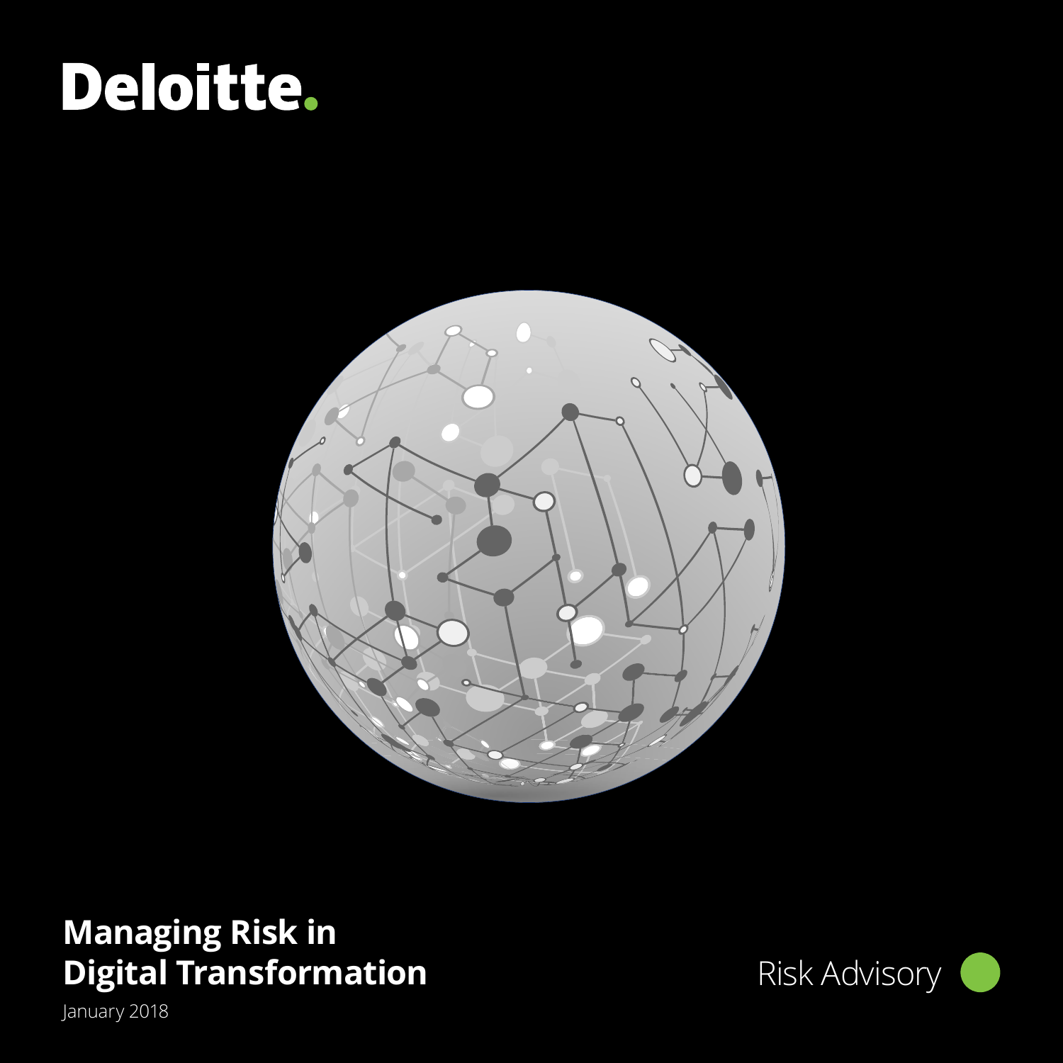Deloitte.

# Managing Risk in Digital Transformation

January 2018

Risk Advisory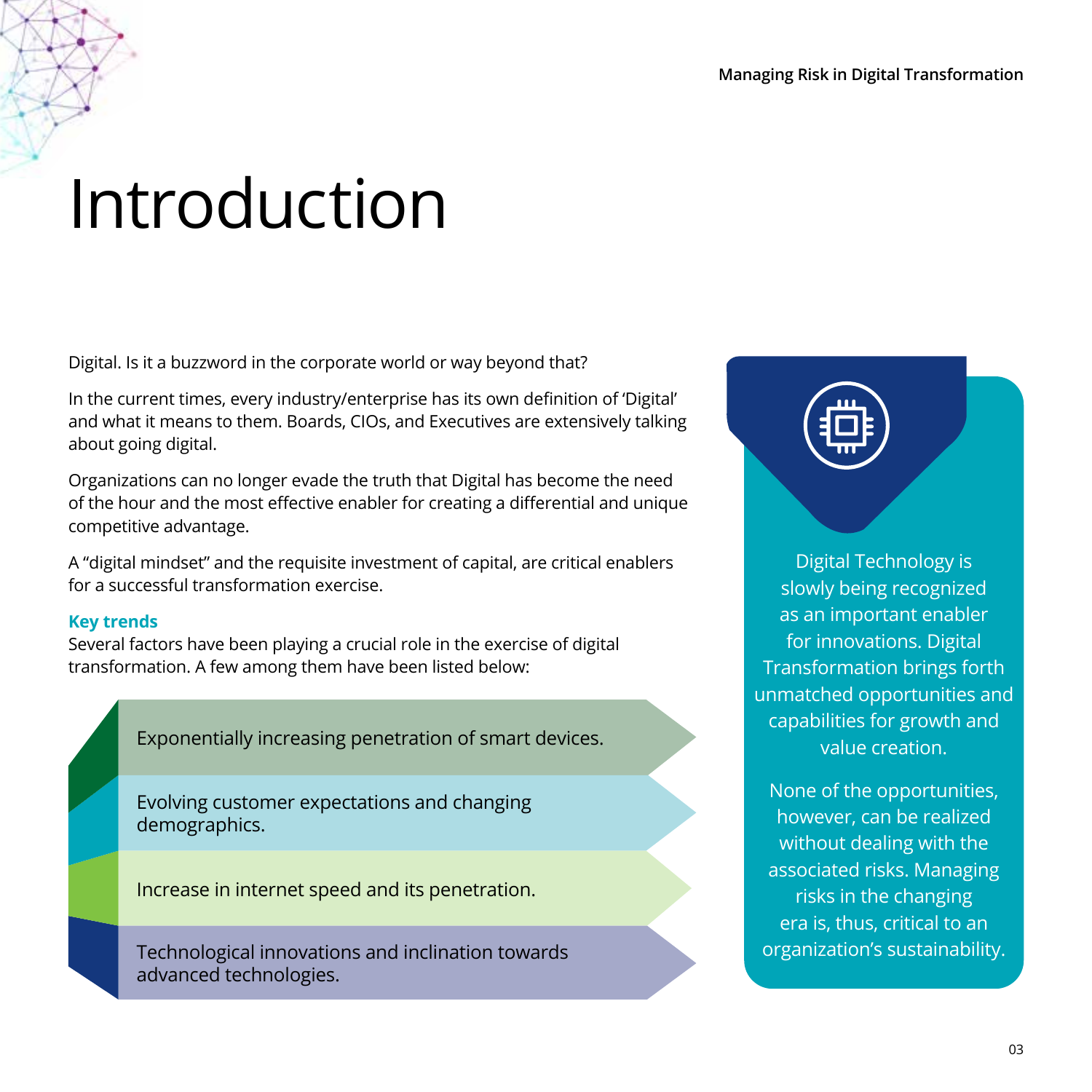# Introduction

Digital. Is it a buzzword in the corporate world or way beyond that?

In the current times, every industry/enterprise has its own definition of 'Digital' and what it means to them. Boards, CIOs, and Executives are extensively talking about going digital.

Organizations can no longer evade the truth that Digital has become the need of the hour and the most effective enabler for creating a differential and unique competitive advantage.

A "digital mindset" and the requisite investment of capital, are critical enablers for a successful transformation exercise.

**Key trends**

Several factors have been playing a crucial role in the exercise of digital transformation. A few among them have been listed below:

- Exponentially increasing penetration of smart devices.
- Evolving customer expectations and changing demographics.
- Increase in internet speed and its penetration.
- Technological innovations and inclination towards advanced technologies.

Digital Technology is slowly being recognized as an important enabler for innovations. Digital Transformation brings forth unmatched opportunities and capabilities for growth and value creation.

None of the opportunities, however, can be realized without dealing with the associated risks. Managing risks in the changing era is, thus, critical to an organization's sustainability.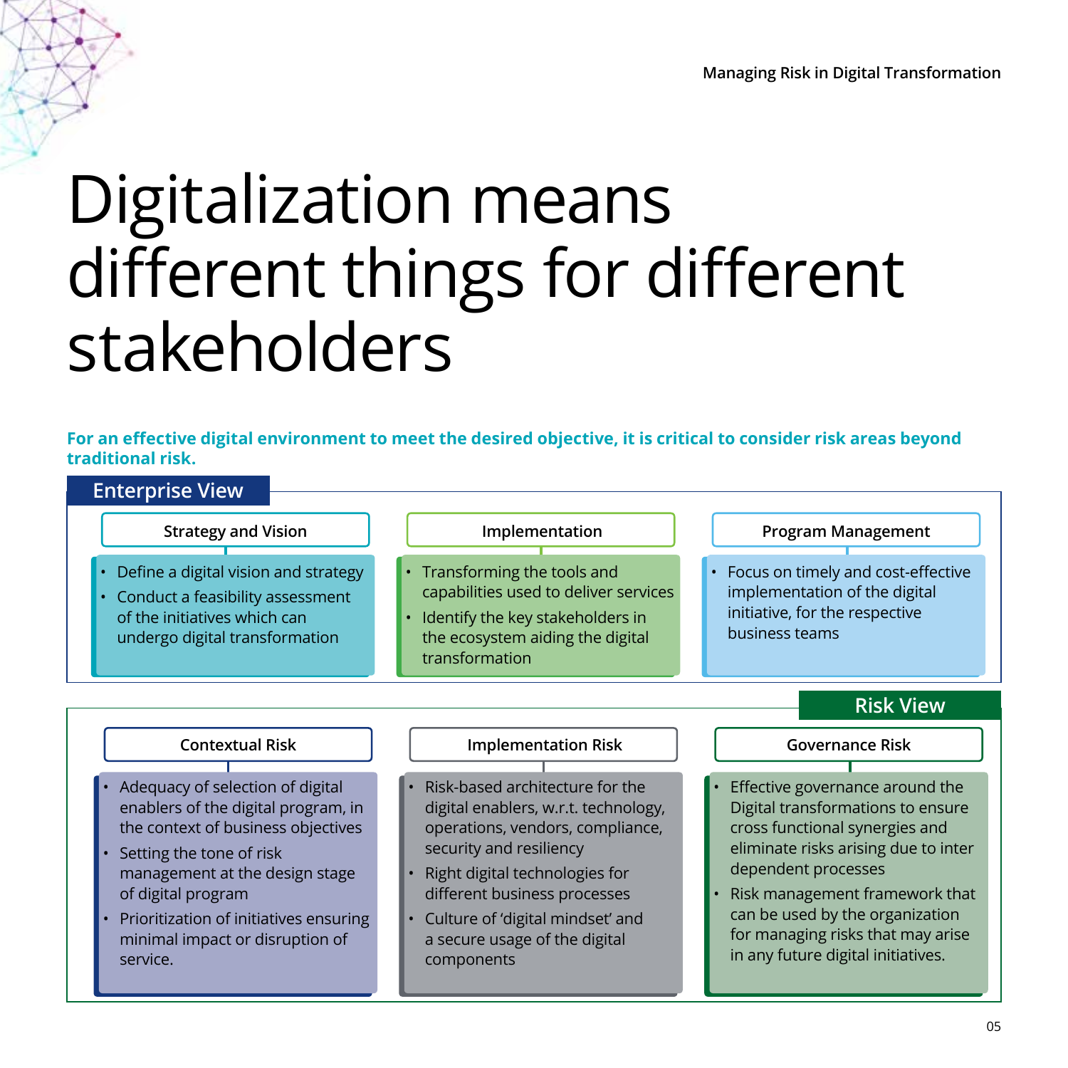# Digitalization means different things for different stakeholders

**For an effective digital environment to meet the desired objective, it is critical to consider risk areas beyond traditional risk.**

## Enterprise View

### Strategy and Vision

- Define a digital vision and strategy
- Conduct a feasibility assessment of the initiatives which can undergo digital transformation

### Implementation

- Transforming the tools and capabilities used to deliver services
- Identify the key stakeholders in the ecosystem aiding the digital transformation

### Program Management

- Focus on timely and cost-effective implementation of the digital initiative, for the respective business teams

## Risk View

### Contextual Risk

- Adequacy of selection of digital enablers of the digital program, in the context of business objectives
- Setting the tone of risk management at the design stage of digital program
- Prioritization of initiatives ensuring minimal impact or disruption of service.

### Implementation Risk

- Risk-based architecture for the digital enablers, w.r.t. technology, operations, vendors, compliance, security and resiliency
- Right digital technologies for different business processes
- Culture of 'digital mindset' and a secure usage of the digital components

### Governance Risk

- Effective governance around the Digital transformations to ensure cross functional synergies and eliminate risks arising due to inter dependent processes
- Risk management framework that can be used by the organization for managing risks that may arise in any future digital initiatives.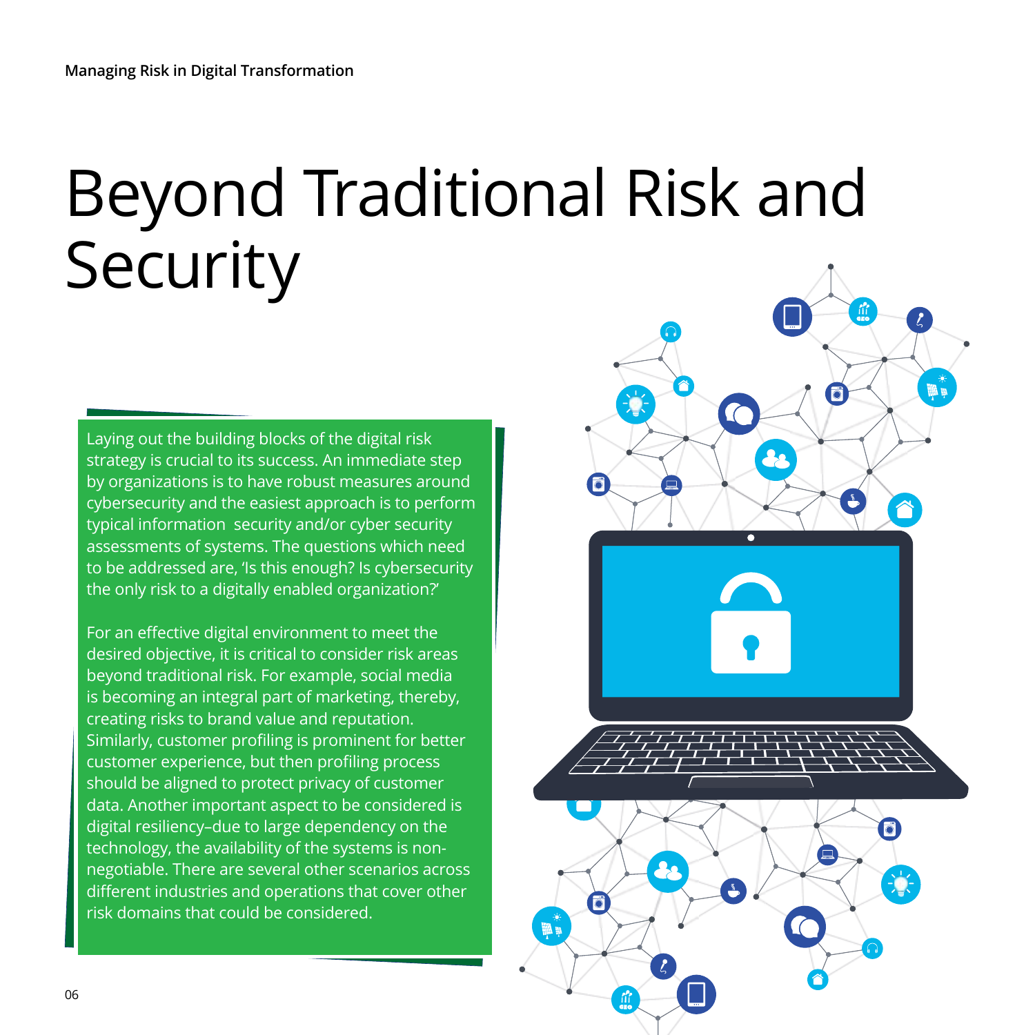# Beyond Traditional Risk and Security

Laying out the building blocks of the digital risk strategy is crucial to its success. An immediate step by organizations is to have robust measures around cybersecurity and the easiest approach is to perform typical information security and/or cyber security assessments of systems. The questions which need to be addressed are, 'Is this enough? Is cybersecurity the only risk to a digitally enabled organization?'

For an effective digital environment to meet the desired objective, it is critical to consider risk areas beyond traditional risk. For example, social media is becoming an integral part of marketing, thereby, creating risks to brand value and reputation. Similarly, customer profiling is prominent for better customer experience, but then profiling process should be aligned to protect privacy of customer data. Another important aspect to be considered is digital resiliency–due to large dependency on the technology, the availability of the systems is non-negotiable. There are several other scenarios across different industries and operations that cover other risk domains that could be considered.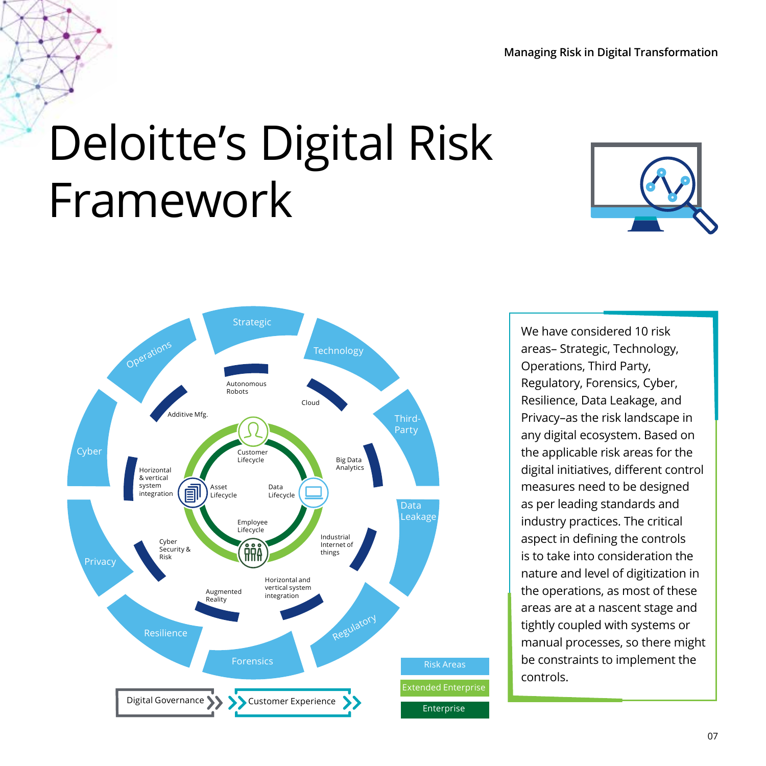# Deloitte's Digital Risk Framework

Strategic

Technology

Third-Party

Data Leakage

Regulatory

Forensics

Resilience

Privacy

Cyber

Operations

Autonomous Robots

Cloud

Big Data Analytics

Industrial Internet of things

Horizontal and vertical system integration

Augmented Reality

Cyber Security & Risk

Horizontal & vertical system integration

Additive Mfg.

Customer Lifecycle

Asset Lifecycle

Data Lifecycle

Employee Lifecycle

Risk Areas

Extended Enterprise

Enterprise

Digital Governance

Customer Experience

We have considered 10 risk areas– Strategic, Technology, Operations, Third Party, Regulatory, Forensics, Cyber, Resilience, Data Leakage, and Privacy–as the risk landscape in any digital ecosystem. Based on the applicable risk areas for the digital initiatives, different control measures need to be designed as per leading standards and industry practices. The critical aspect in defining the controls is to take into consideration the nature and level of digitization in the operations, as most of these areas are at a nascent stage and tightly coupled with systems or manual processes, so there might be constraints to implement the controls.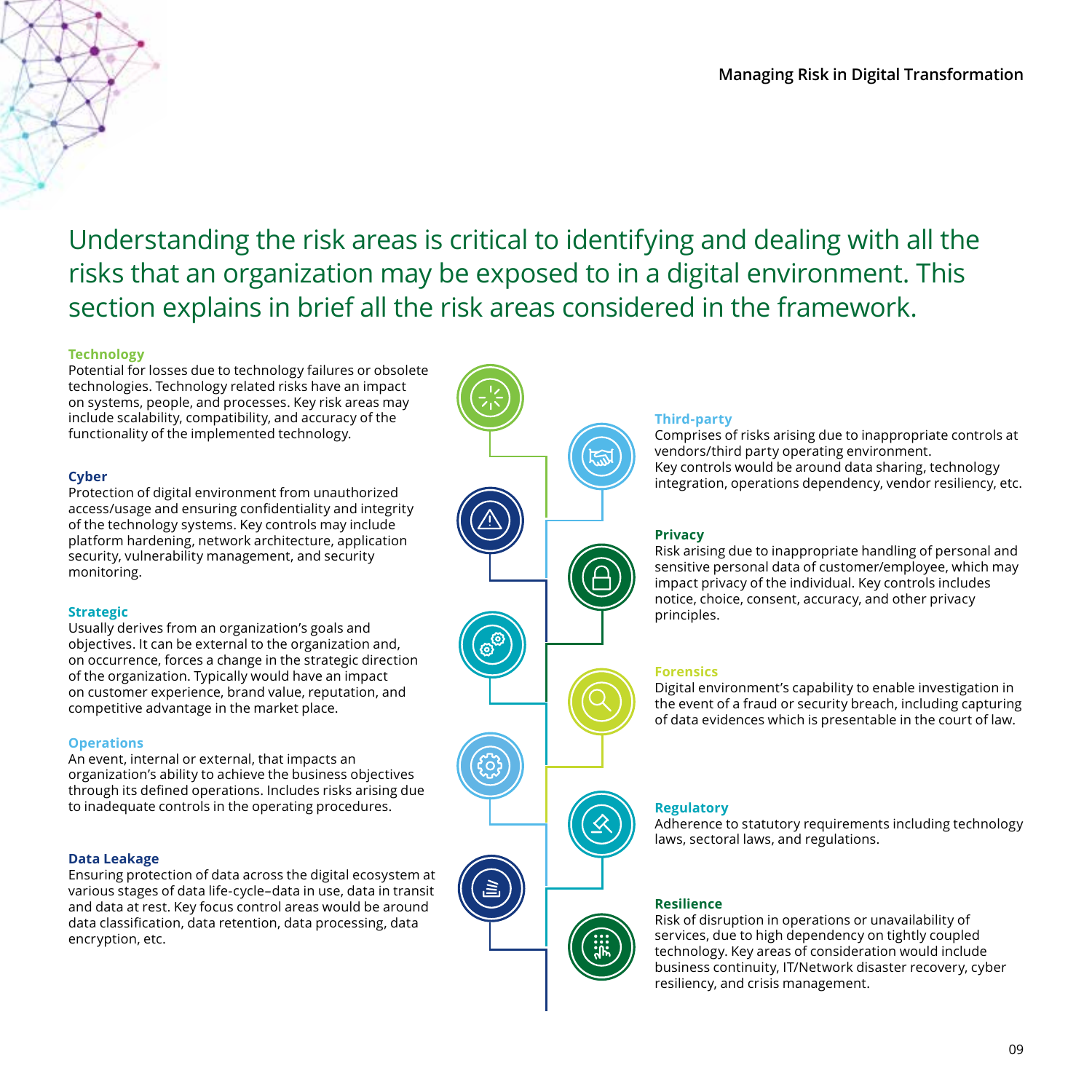Understanding the risk areas is critical to identifying and dealing with all the risks that an organization may be exposed to in a digital environment. This section explains in brief all the risk areas considered in the framework.

### Technology

Potential for losses due to technology failures or obsolete technologies. Technology related risks have an impact on systems, people, and processes. Key risk areas may include scalability, compatibility, and accuracy of the functionality of the implemented technology.

### Cyber

Protection of digital environment from unauthorized access/usage and ensuring confidentiality and integrity of the technology systems. Key controls may include platform hardening, network architecture, application security, vulnerability management, and security monitoring.

### Strategic

Usually derives from an organization's goals and objectives. It can be external to the organization and, on occurrence, forces a change in the strategic direction of the organization. Typically would have an impact on customer experience, brand value, reputation, and competitive advantage in the market place.

### Operations

An event, internal or external, that impacts an organization's ability to achieve the business objectives through its defined operations. Includes risks arising due to inadequate controls in the operating procedures.

### Data Leakage

Ensuring protection of data across the digital ecosystem at various stages of data life-cycle–data in use, data in transit and data at rest. Key focus control areas would be around data classification, data retention, data processing, data encryption, etc.

### Third-party

Comprises of risks arising due to inappropriate controls at vendors/third party operating environment. Key controls would be around data sharing, technology integration, operations dependency, vendor resiliency, etc.

### Privacy

Risk arising due to inappropriate handling of personal and sensitive personal data of customer/employee, which may impact privacy of the individual. Key controls includes notice, choice, consent, accuracy, and other privacy principles.

### Forensics

Digital environment's capability to enable investigation in the event of a fraud or security breach, including capturing of data evidences which is presentable in the court of law.

### Regulatory

Adherence to statutory requirements including technology laws, sectoral laws, and regulations.

### Resilience

Risk of disruption in operations or unavailability of services, due to high dependency on tightly coupled technology. Key areas of consideration would include business continuity, IT/Network disaster recovery, cyber resiliency, and crisis management.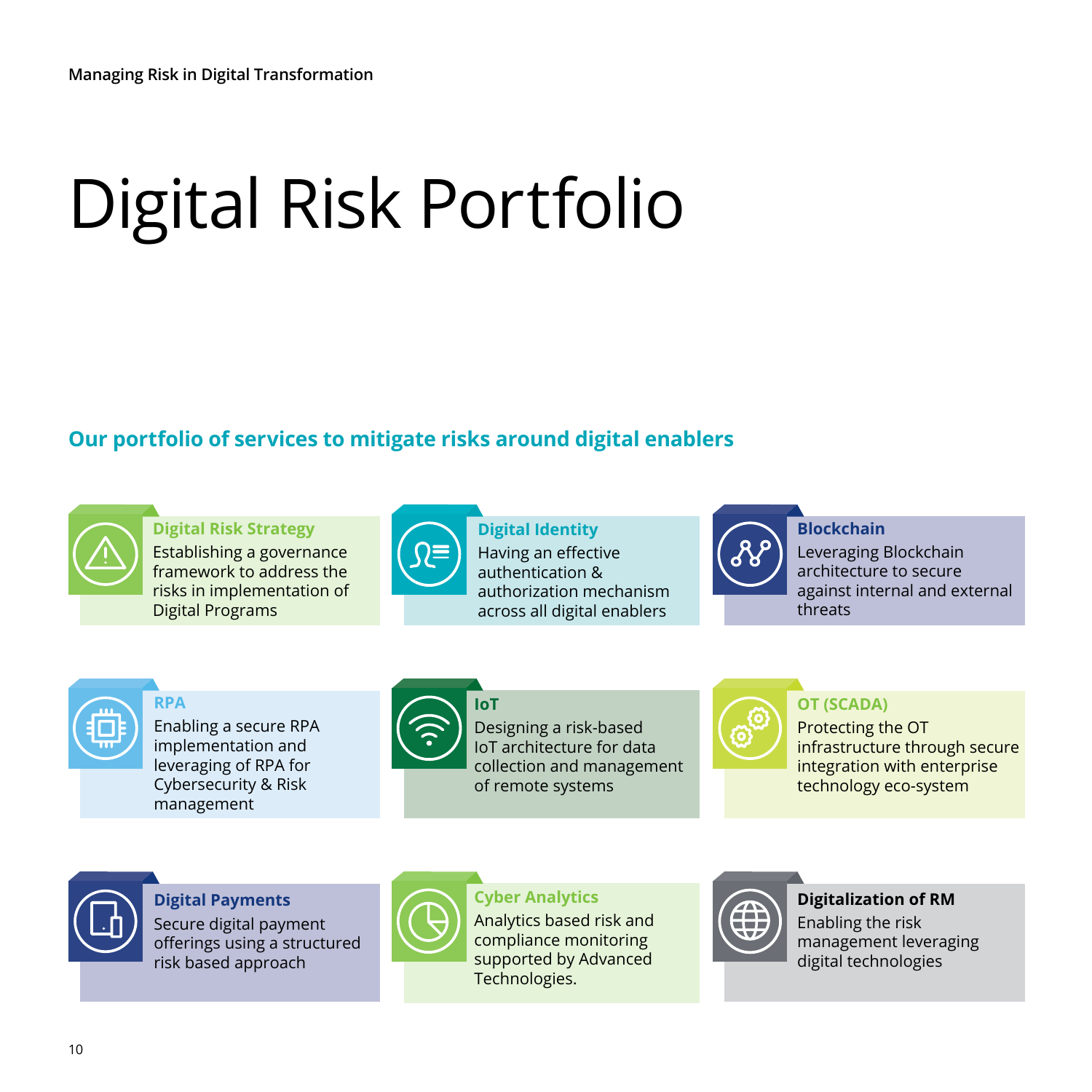# Digital Risk Portfolio

## Our portfolio of services to mitigate risks around digital enablers

### Digital Risk Strategy

Establishing a governance framework to address the risks in implementation of Digital Programs

### Digital Identity

Having an effective authentication & authorization mechanism across all digital enablers

### Blockchain

Leveraging Blockchain architecture to secure against internal and external threats

### RPA

Enabling a secure RPA implementation and leveraging of RPA for Cybersecurity & Risk management

### IoT

Designing a risk-based IoT architecture for data collection and management of remote systems

### OT (SCADA)

Protecting the OT infrastructure through secure integration with enterprise technology eco-system

### Digital Payments

Secure digital payment offerings using a structured risk based approach

### Cyber Analytics

Analytics based risk and compliance monitoring supported by Advanced Technologies.

### Digitalization of RM

Enabling the risk management leveraging digital technologies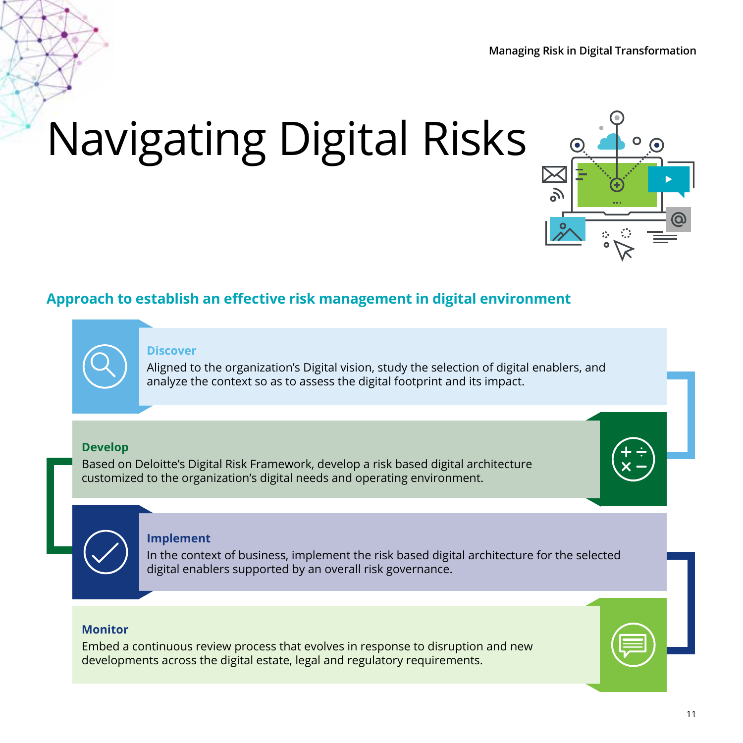# Navigating Digital Risks

## Approach to establish an effective risk management in digital environment

### Discover

Aligned to the organization's Digital vision, study the selection of digital enablers, and analyze the context so as to assess the digital footprint and its impact.

### Develop

Based on Deloitte's Digital Risk Framework, develop a risk based digital architecture customized to the organization's digital needs and operating environment.

### Implement

In the context of business, implement the risk based digital architecture for the selected digital enablers supported by an overall risk governance.

### Monitor

Embed a continuous review process that evolves in response to disruption and new developments across the digital estate, legal and regulatory requirements.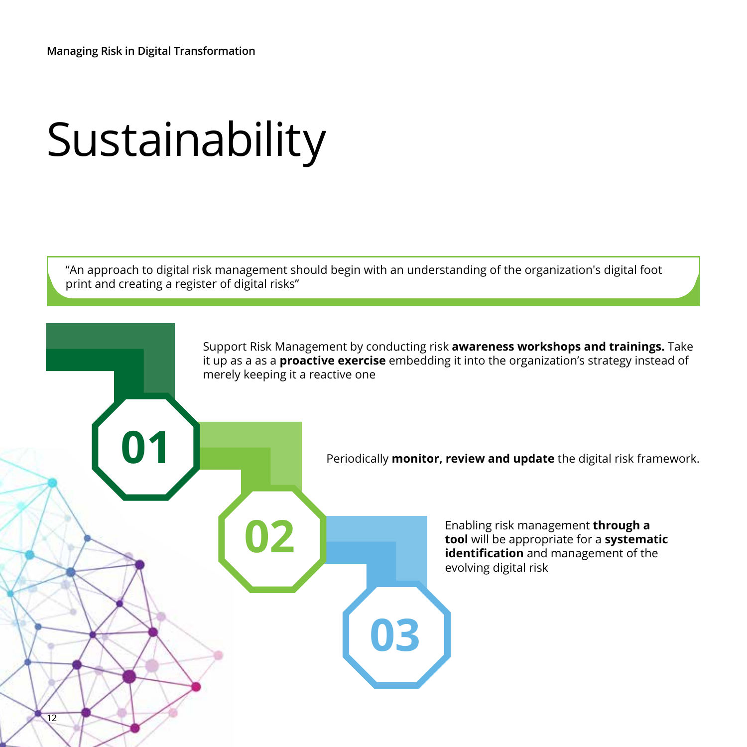# Sustainability

"An approach to digital risk management should begin with an understanding of the organization's digital foot print and creating a register of digital risks"

**01**

Support Risk Management by conducting risk **awareness workshops and trainings.** Take it up as a as a **proactive exercise** embedding it into the organization's strategy instead of merely keeping it a reactive one

**02**

Periodically **monitor, review and update** the digital risk framework.

**03**

Enabling risk management **through a tool** will be appropriate for a **systematic identification** and management of the evolving digital risk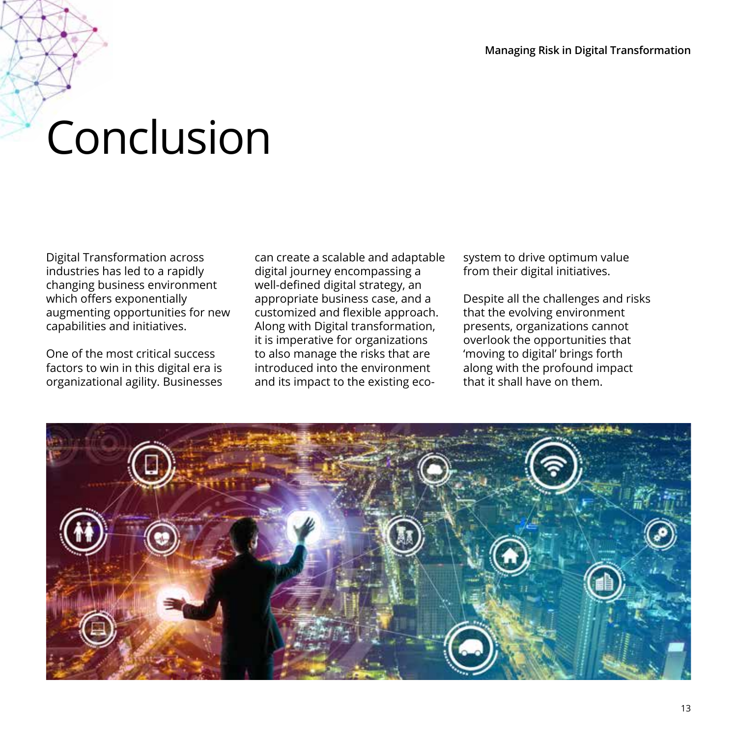# Conclusion

Digital Transformation across industries has led to a rapidly changing business environment which offers exponentially augmenting opportunities for new capabilities and initiatives.

One of the most critical success factors to win in this digital era is organizational agility. Businesses can create a scalable and adaptable digital journey encompassing a well-defined digital strategy, an appropriate business case, and a customized and flexible approach. Along with Digital transformation, it is imperative for organizations to also manage the risks that are introduced into the environment and its impact to the existing eco-system to drive optimum value from their digital initiatives.

Despite all the challenges and risks that the evolving environment presents, organizations cannot overlook the opportunities that 'moving to digital' brings forth along with the profound impact that it shall have on them.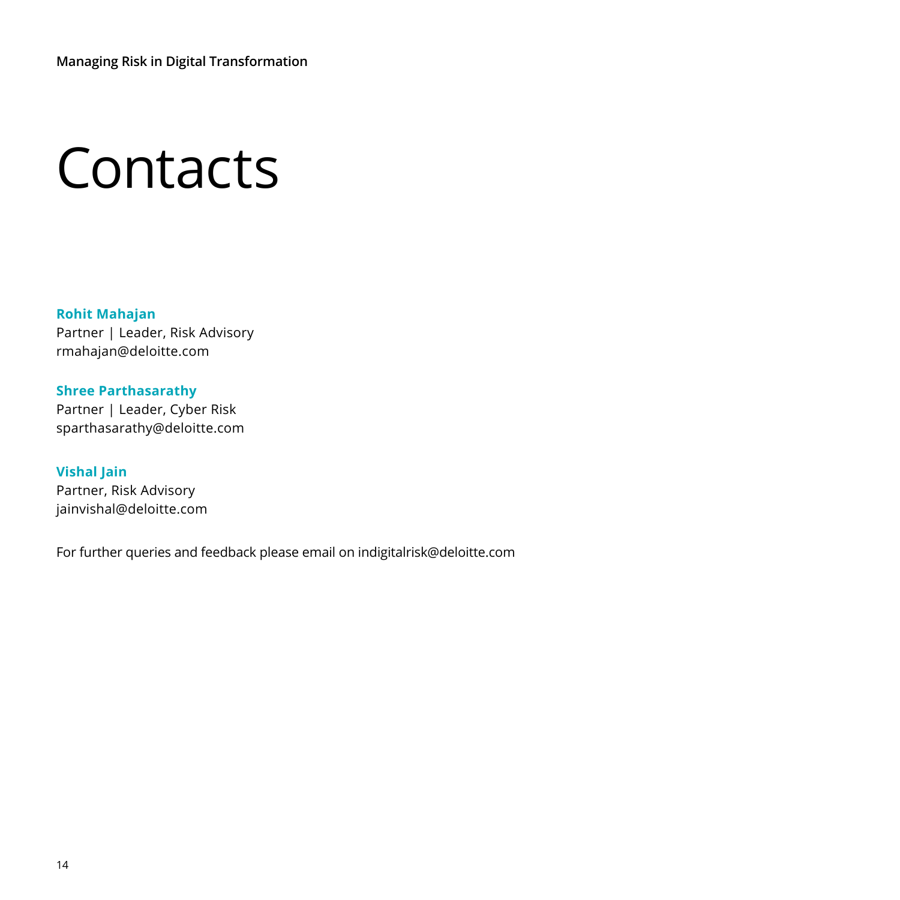# Contacts

**Rohit Mahajan**
Partner | Leader, Risk Advisory
rmahajan@deloitte.com

**Shree Parthasarathy**
Partner | Leader, Cyber Risk
sparthasarathy@deloitte.com

**Vishal Jain**
Partner, Risk Advisory
jainvishal@deloitte.com

For further queries and feedback please email on indigitalrisk@deloitte.com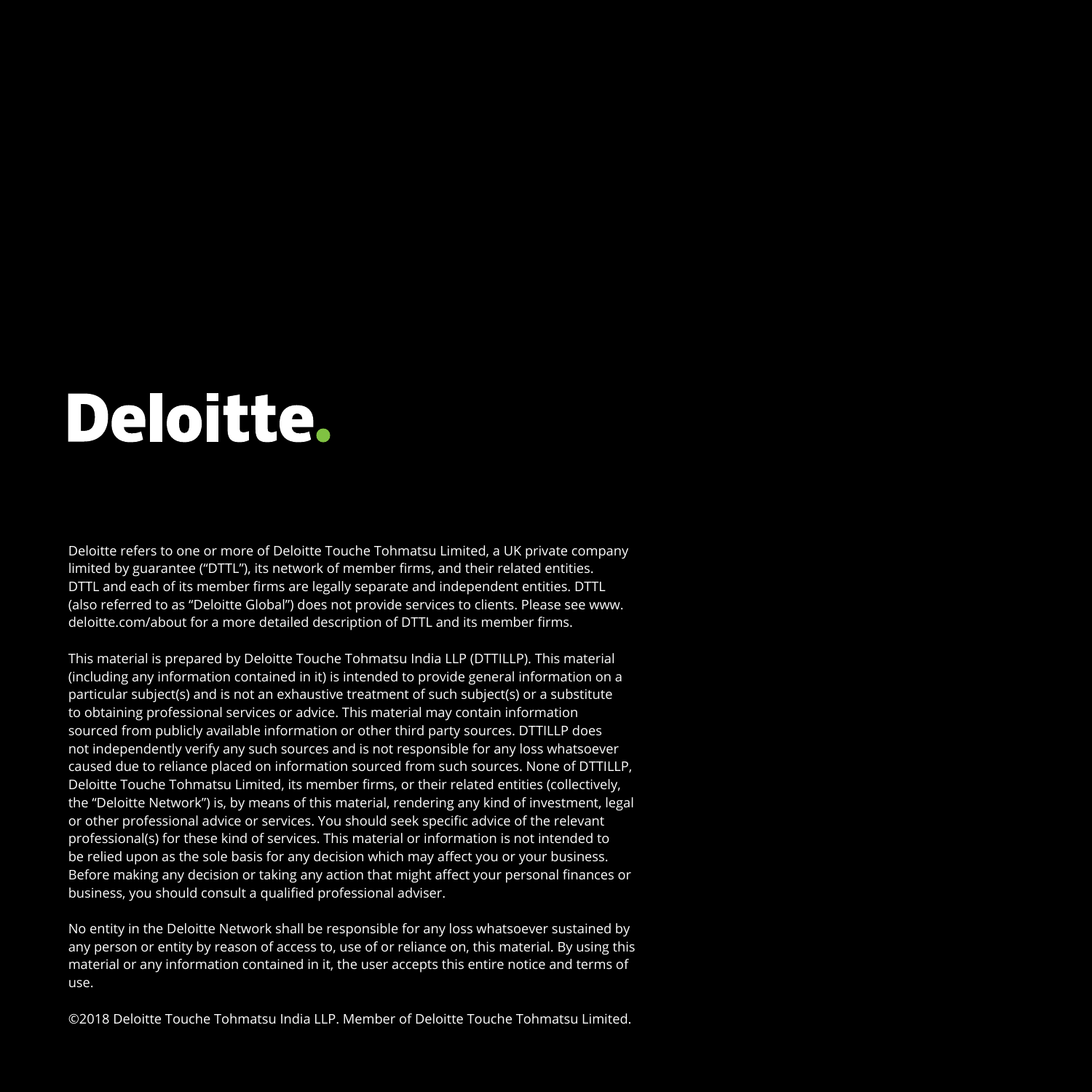# Deloitte.

Deloitte refers to one or more of Deloitte Touche Tohmatsu Limited, a UK private company limited by guarantee ("DTTL"), its network of member firms, and their related entities. DTTL and each of its member firms are legally separate and independent entities. DTTL (also referred to as "Deloitte Global") does not provide services to clients. Please see www.deloitte.com/about for a more detailed description of DTTL and its member firms.

This material is prepared by Deloitte Touche Tohmatsu India LLP (DTTILLP). This material (including any information contained in it) is intended to provide general information on a particular subject(s) and is not an exhaustive treatment of such subject(s) or a substitute to obtaining professional services or advice. This material may contain information sourced from publicly available information or other third party sources. DTTILLP does not independently verify any such sources and is not responsible for any loss whatsoever caused due to reliance placed on information sourced from such sources. None of DTTILLP, Deloitte Touche Tohmatsu Limited, its member firms, or their related entities (collectively, the "Deloitte Network") is, by means of this material, rendering any kind of investment, legal or other professional advice or services. You should seek specific advice of the relevant professional(s) for these kind of services. This material or information is not intended to be relied upon as the sole basis for any decision which may affect you or your business. Before making any decision or taking any action that might affect your personal finances or business, you should consult a qualified professional adviser.

No entity in the Deloitte Network shall be responsible for any loss whatsoever sustained by any person or entity by reason of access to, use of or reliance on, this material. By using this material or any information contained in it, the user accepts this entire notice and terms of use.

©2018 Deloitte Touche Tohmatsu India LLP. Member of Deloitte Touche Tohmatsu Limited.